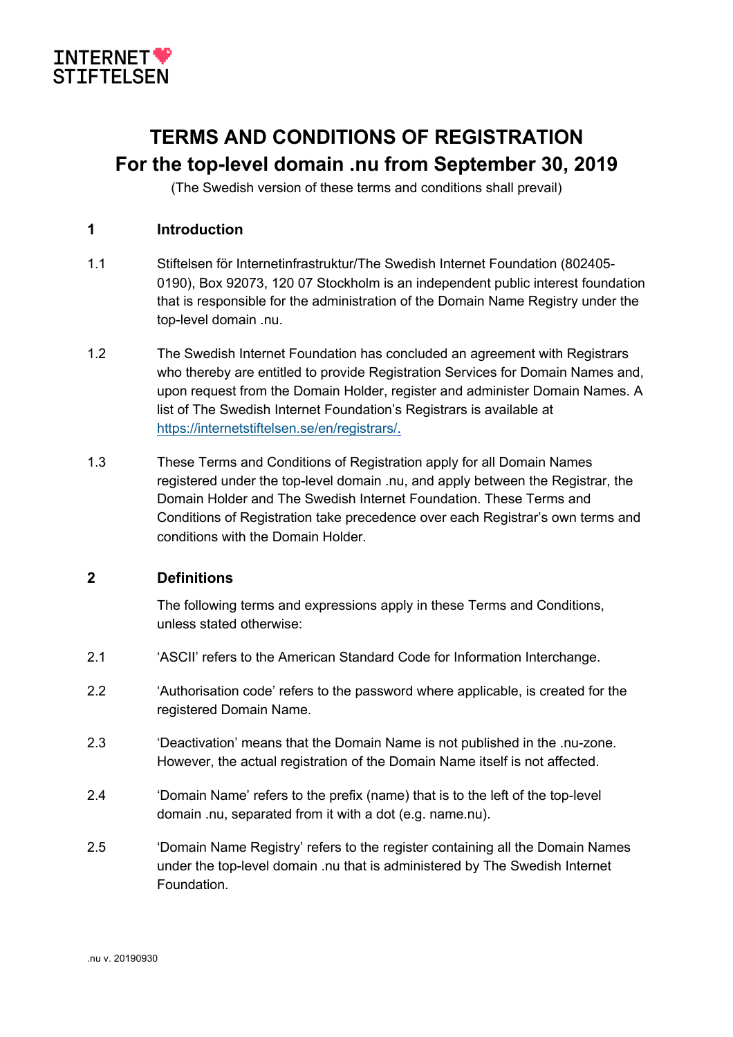INTERNET STIFTELSEN

# TERMS AND CONDITIONS OF REGISTRATION
# For the top-level domain .nu from September 30, 2019

(The Swedish version of these terms and conditions shall prevail)

## 1 Introduction

1.1 Stiftelsen för Internetinfrastruktur/The Swedish Internet Foundation (802405-0190), Box 92073, 120 07 Stockholm is an independent public interest foundation that is responsible for the administration of the Domain Name Registry under the top-level domain .nu.

1.2 The Swedish Internet Foundation has concluded an agreement with Registrars who thereby are entitled to provide Registration Services for Domain Names and, upon request from the Domain Holder, register and administer Domain Names. A list of The Swedish Internet Foundation's Registrars is available at https://internetstiftelsen.se/en/registrars/.

1.3 These Terms and Conditions of Registration apply for all Domain Names registered under the top-level domain .nu, and apply between the Registrar, the Domain Holder and The Swedish Internet Foundation. These Terms and Conditions of Registration take precedence over each Registrar's own terms and conditions with the Domain Holder.

## 2 Definitions

The following terms and expressions apply in these Terms and Conditions, unless stated otherwise:

2.1 'ASCII' refers to the American Standard Code for Information Interchange.

2.2 'Authorisation code' refers to the password where applicable, is created for the registered Domain Name.

2.3 'Deactivation' means that the Domain Name is not published in the .nu-zone. However, the actual registration of the Domain Name itself is not affected.

2.4 'Domain Name' refers to the prefix (name) that is to the left of the top-level domain .nu, separated from it with a dot (e.g. name.nu).

2.5 'Domain Name Registry' refers to the register containing all the Domain Names under the top-level domain .nu that is administered by The Swedish Internet Foundation.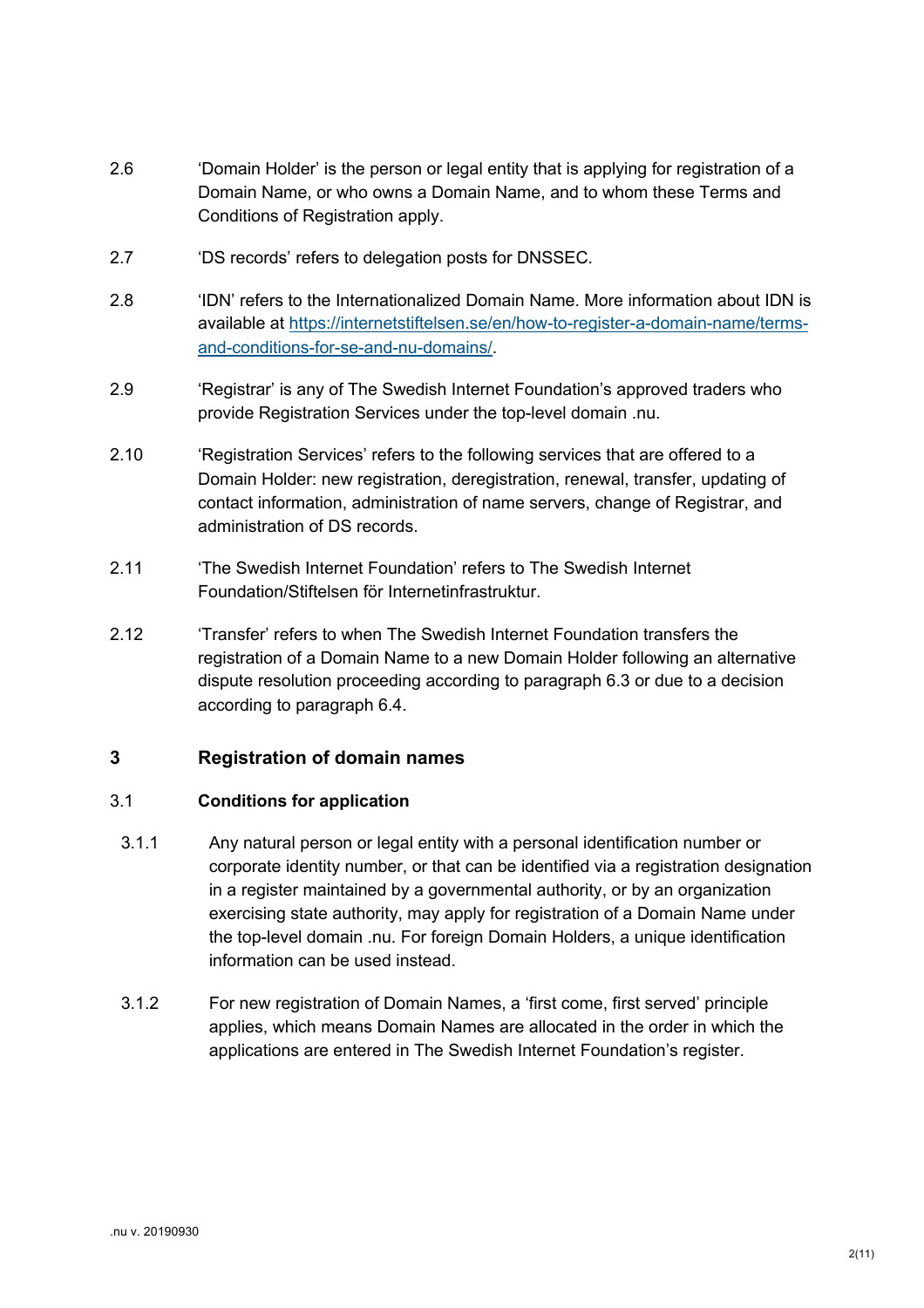2.6 'Domain Holder' is the person or legal entity that is applying for registration of a Domain Name, or who owns a Domain Name, and to whom these Terms and Conditions of Registration apply.

2.7 'DS records' refers to delegation posts for DNSSEC.

2.8 'IDN' refers to the Internationalized Domain Name. More information about IDN is available at [https://internetstiftelsen.se/en/how-to-register-a-domain-name/terms-and-conditions-for-se-and-nu-domains/](https://internetstiftelsen.se/en/how-to-register-a-domain-name/terms-and-conditions-for-se-and-nu-domains/).

2.9 'Registrar' is any of The Swedish Internet Foundation's approved traders who provide Registration Services under the top-level domain .nu.

2.10 'Registration Services' refers to the following services that are offered to a Domain Holder: new registration, deregistration, renewal, transfer, updating of contact information, administration of name servers, change of Registrar, and administration of DS records.

2.11 'The Swedish Internet Foundation' refers to The Swedish Internet Foundation/Stiftelsen för Internetinfrastruktur.

2.12 'Transfer' refers to when The Swedish Internet Foundation transfers the registration of a Domain Name to a new Domain Holder following an alternative dispute resolution proceeding according to paragraph 6.3 or due to a decision according to paragraph 6.4.

## 3 Registration of domain names

### 3.1 Conditions for application

3.1.1 Any natural person or legal entity with a personal identification number or corporate identity number, or that can be identified via a registration designation in a register maintained by a governmental authority, or by an organization exercising state authority, may apply for registration of a Domain Name under the top-level domain .nu. For foreign Domain Holders, a unique identification information can be used instead.

3.1.2 For new registration of Domain Names, a 'first come, first served' principle applies, which means Domain Names are allocated in the order in which the applications are entered in The Swedish Internet Foundation's register.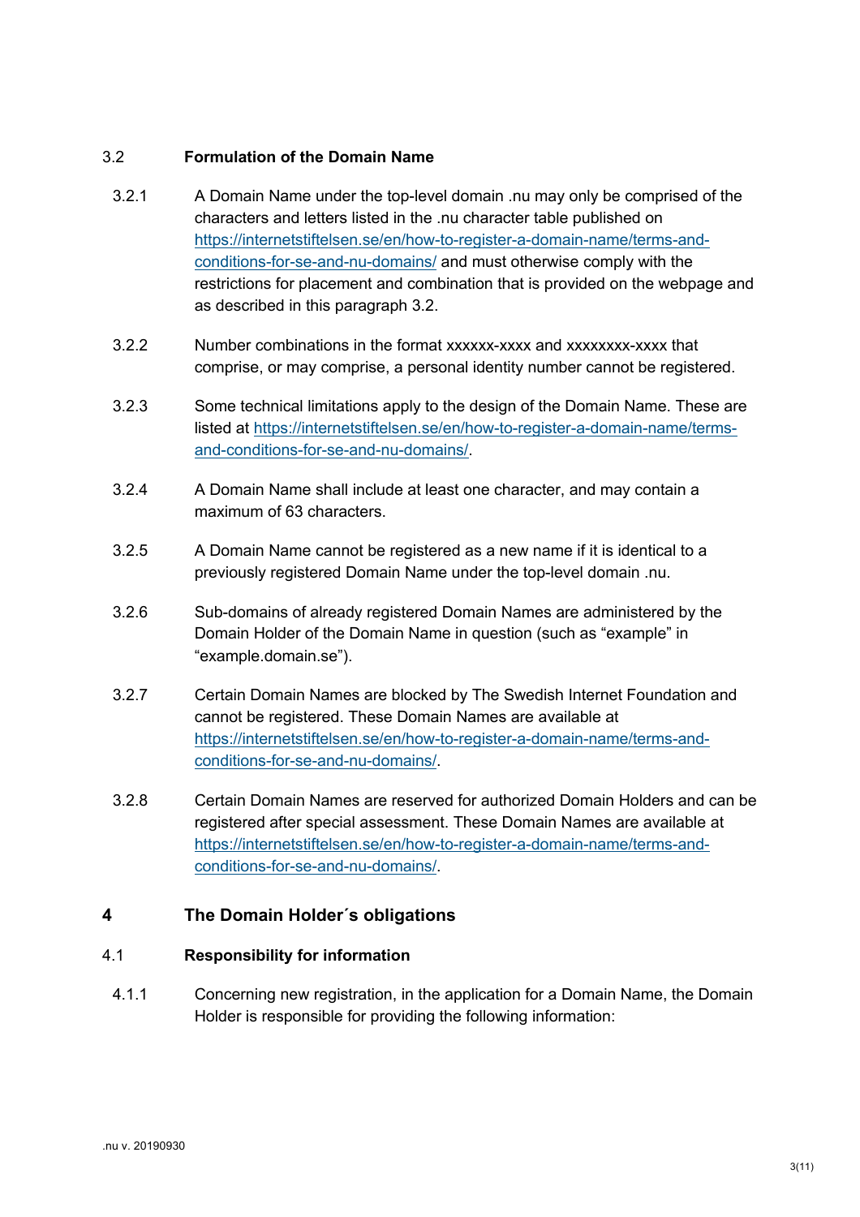### 3.2 Formulation of the Domain Name

3.2.1 A Domain Name under the top-level domain .nu may only be comprised of the characters and letters listed in the .nu character table published on https://internetstiftelsen.se/en/how-to-register-a-domain-name/terms-and-conditions-for-se-and-nu-domains/ and must otherwise comply with the restrictions for placement and combination that is provided on the webpage and as described in this paragraph 3.2.

3.2.2 Number combinations in the format xxxxxx-xxxx and xxxxxxxx-xxxx that comprise, or may comprise, a personal identity number cannot be registered.

3.2.3 Some technical limitations apply to the design of the Domain Name. These are listed at https://internetstiftelsen.se/en/how-to-register-a-domain-name/terms-and-conditions-for-se-and-nu-domains/.

3.2.4 A Domain Name shall include at least one character, and may contain a maximum of 63 characters.

3.2.5 A Domain Name cannot be registered as a new name if it is identical to a previously registered Domain Name under the top-level domain .nu.

3.2.6 Sub-domains of already registered Domain Names are administered by the Domain Holder of the Domain Name in question (such as "example" in "example.domain.se").

3.2.7 Certain Domain Names are blocked by The Swedish Internet Foundation and cannot be registered. These Domain Names are available at https://internetstiftelsen.se/en/how-to-register-a-domain-name/terms-and-conditions-for-se-and-nu-domains/.

3.2.8 Certain Domain Names are reserved for authorized Domain Holders and can be registered after special assessment. These Domain Names are available at https://internetstiftelsen.se/en/how-to-register-a-domain-name/terms-and-conditions-for-se-and-nu-domains/.

## 4 The Domain Holder´s obligations

### 4.1 Responsibility for information

4.1.1 Concerning new registration, in the application for a Domain Name, the Domain Holder is responsible for providing the following information: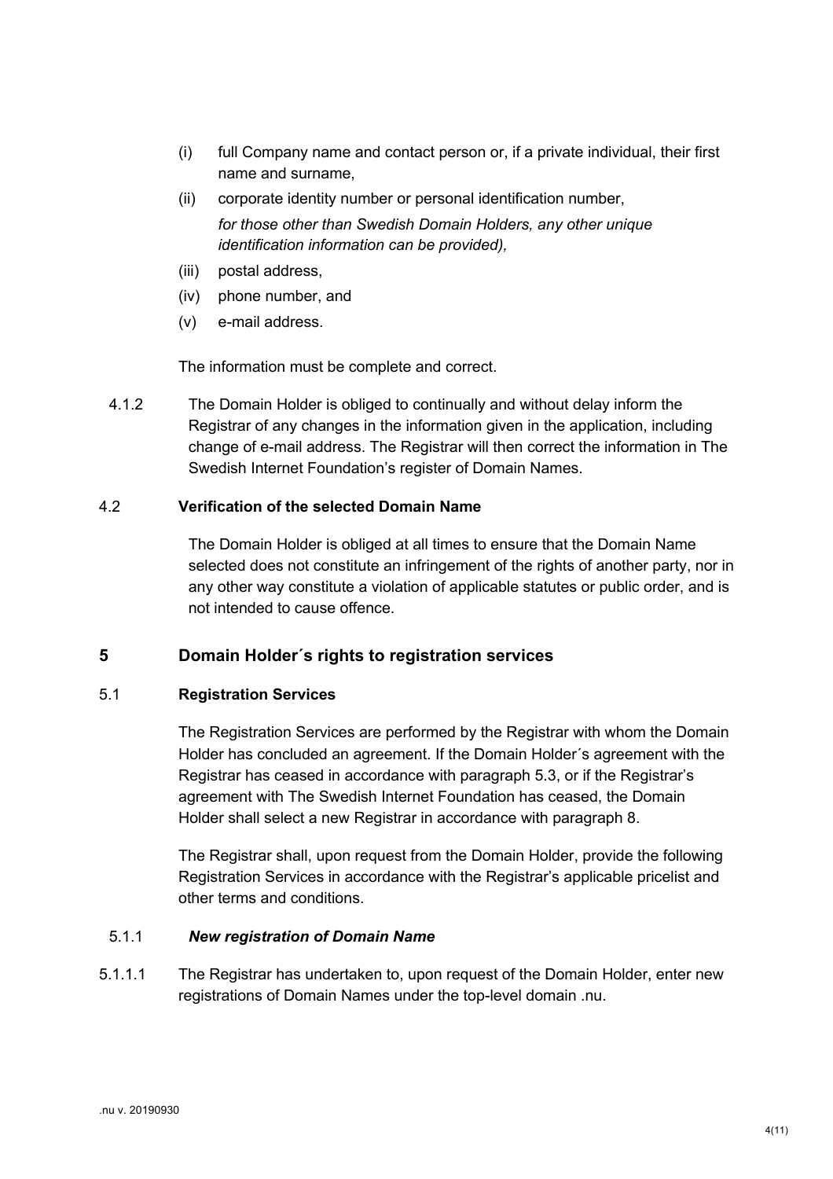(i) full Company name and contact person or, if a private individual, their first name and surname,

(ii) corporate identity number or personal identification number,
*for those other than Swedish Domain Holders, any other unique identification information can be provided),*

(iii) postal address,

(iv) phone number, and

(v) e-mail address.

The information must be complete and correct.

4.1.2 The Domain Holder is obliged to continually and without delay inform the Registrar of any changes in the information given in the application, including change of e-mail address. The Registrar will then correct the information in The Swedish Internet Foundation's register of Domain Names.

### 4.2 Verification of the selected Domain Name

The Domain Holder is obliged at all times to ensure that the Domain Name selected does not constitute an infringement of the rights of another party, nor in any other way constitute a violation of applicable statutes or public order, and is not intended to cause offence.

## 5 Domain Holder´s rights to registration services

### 5.1 Registration Services

The Registration Services are performed by the Registrar with whom the Domain Holder has concluded an agreement. If the Domain Holder´s agreement with the Registrar has ceased in accordance with paragraph 5.3, or if the Registrar's agreement with The Swedish Internet Foundation has ceased, the Domain Holder shall select a new Registrar in accordance with paragraph 8.

The Registrar shall, upon request from the Domain Holder, provide the following Registration Services in accordance with the Registrar's applicable pricelist and other terms and conditions.

#### 5.1.1 *New registration of Domain Name*

5.1.1.1 The Registrar has undertaken to, upon request of the Domain Holder, enter new registrations of Domain Names under the top-level domain .nu.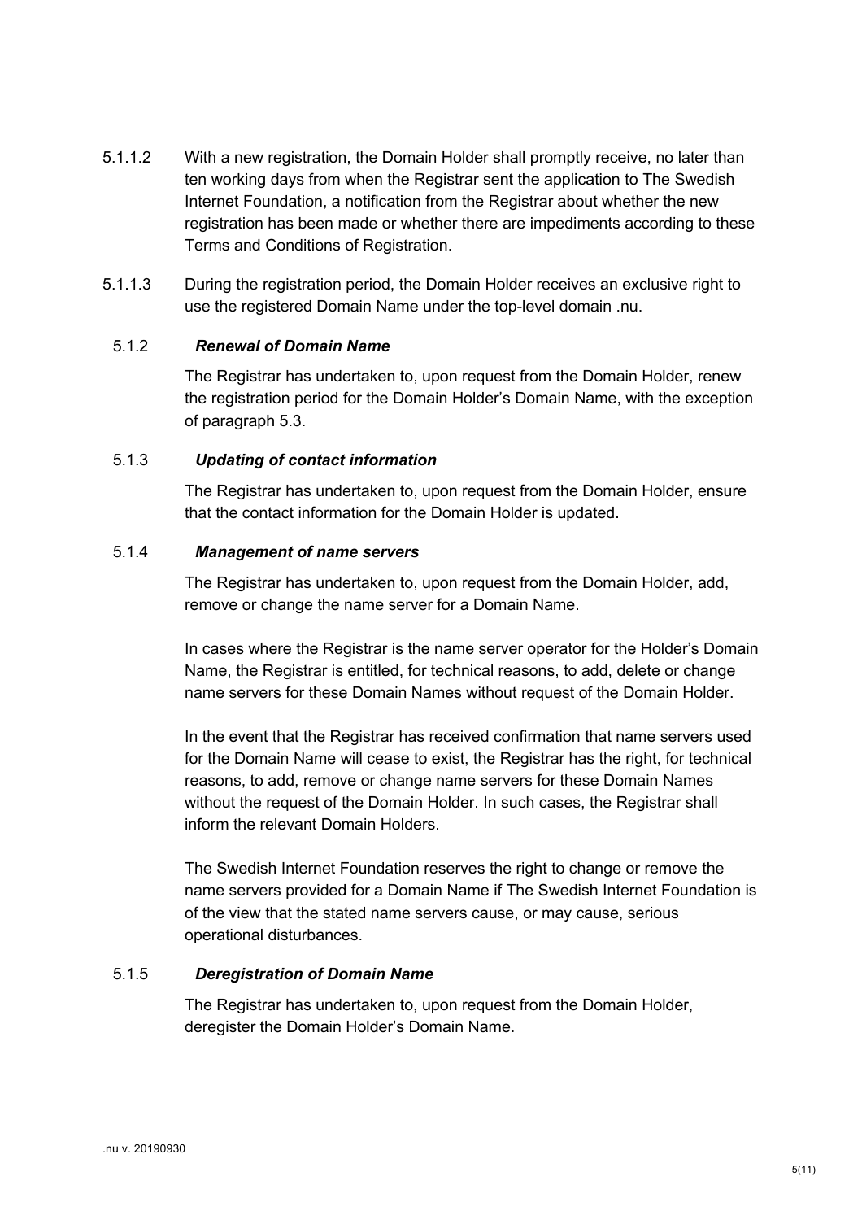5.1.1.2 With a new registration, the Domain Holder shall promptly receive, no later than ten working days from when the Registrar sent the application to The Swedish Internet Foundation, a notification from the Registrar about whether the new registration has been made or whether there are impediments according to these Terms and Conditions of Registration.

5.1.1.3 During the registration period, the Domain Holder receives an exclusive right to use the registered Domain Name under the top-level domain .nu.

#### 5.1.2 *Renewal of Domain Name*

The Registrar has undertaken to, upon request from the Domain Holder, renew the registration period for the Domain Holder's Domain Name, with the exception of paragraph 5.3.

#### 5.1.3 *Updating of contact information*

The Registrar has undertaken to, upon request from the Domain Holder, ensure that the contact information for the Domain Holder is updated.

#### 5.1.4 *Management of name servers*

The Registrar has undertaken to, upon request from the Domain Holder, add, remove or change the name server for a Domain Name.

In cases where the Registrar is the name server operator for the Holder's Domain Name, the Registrar is entitled, for technical reasons, to add, delete or change name servers for these Domain Names without request of the Domain Holder.

In the event that the Registrar has received confirmation that name servers used for the Domain Name will cease to exist, the Registrar has the right, for technical reasons, to add, remove or change name servers for these Domain Names without the request of the Domain Holder. In such cases, the Registrar shall inform the relevant Domain Holders.

The Swedish Internet Foundation reserves the right to change or remove the name servers provided for a Domain Name if The Swedish Internet Foundation is of the view that the stated name servers cause, or may cause, serious operational disturbances.

#### 5.1.5 *Deregistration of Domain Name*

The Registrar has undertaken to, upon request from the Domain Holder, deregister the Domain Holder's Domain Name.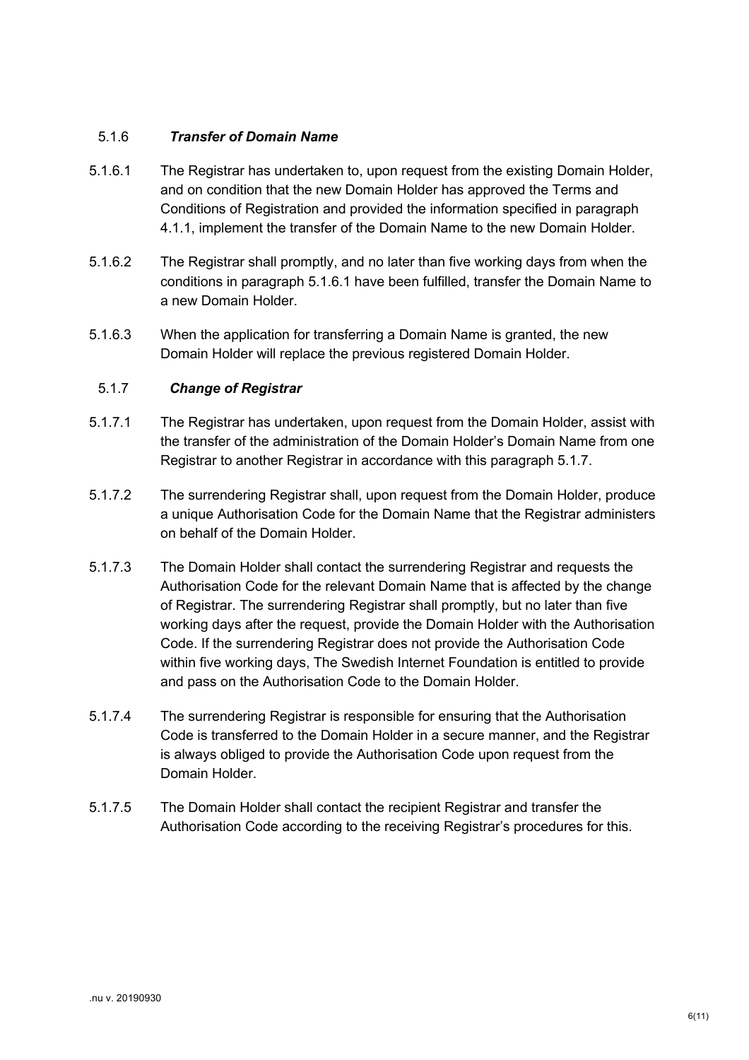#### 5.1.6 *Transfer of Domain Name*

5.1.6.1 The Registrar has undertaken to, upon request from the existing Domain Holder, and on condition that the new Domain Holder has approved the Terms and Conditions of Registration and provided the information specified in paragraph 4.1.1, implement the transfer of the Domain Name to the new Domain Holder.

5.1.6.2 The Registrar shall promptly, and no later than five working days from when the conditions in paragraph 5.1.6.1 have been fulfilled, transfer the Domain Name to a new Domain Holder.

5.1.6.3 When the application for transferring a Domain Name is granted, the new Domain Holder will replace the previous registered Domain Holder.

#### 5.1.7 *Change of Registrar*

5.1.7.1 The Registrar has undertaken, upon request from the Domain Holder, assist with the transfer of the administration of the Domain Holder's Domain Name from one Registrar to another Registrar in accordance with this paragraph 5.1.7.

5.1.7.2 The surrendering Registrar shall, upon request from the Domain Holder, produce a unique Authorisation Code for the Domain Name that the Registrar administers on behalf of the Domain Holder.

5.1.7.3 The Domain Holder shall contact the surrendering Registrar and requests the Authorisation Code for the relevant Domain Name that is affected by the change of Registrar. The surrendering Registrar shall promptly, but no later than five working days after the request, provide the Domain Holder with the Authorisation Code. If the surrendering Registrar does not provide the Authorisation Code within five working days, The Swedish Internet Foundation is entitled to provide and pass on the Authorisation Code to the Domain Holder.

5.1.7.4 The surrendering Registrar is responsible for ensuring that the Authorisation Code is transferred to the Domain Holder in a secure manner, and the Registrar is always obliged to provide the Authorisation Code upon request from the Domain Holder.

5.1.7.5 The Domain Holder shall contact the recipient Registrar and transfer the Authorisation Code according to the receiving Registrar's procedures for this.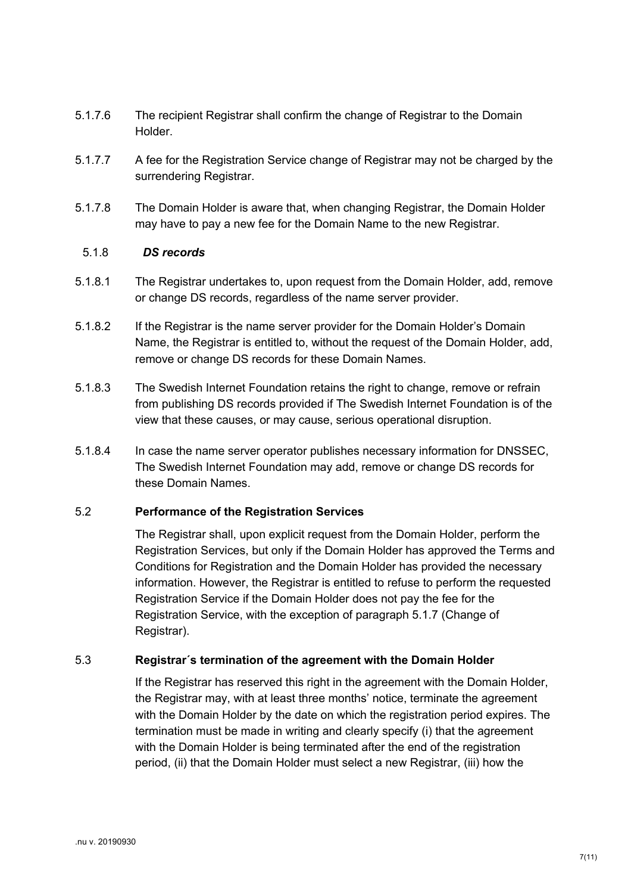5.1.7.6 The recipient Registrar shall confirm the change of Registrar to the Domain Holder.

5.1.7.7 A fee for the Registration Service change of Registrar may not be charged by the surrendering Registrar.

5.1.7.8 The Domain Holder is aware that, when changing Registrar, the Domain Holder may have to pay a new fee for the Domain Name to the new Registrar.

#### 5.1.8 *DS records*

5.1.8.1 The Registrar undertakes to, upon request from the Domain Holder, add, remove or change DS records, regardless of the name server provider.

5.1.8.2 If the Registrar is the name server provider for the Domain Holder's Domain Name, the Registrar is entitled to, without the request of the Domain Holder, add, remove or change DS records for these Domain Names.

5.1.8.3 The Swedish Internet Foundation retains the right to change, remove or refrain from publishing DS records provided if The Swedish Internet Foundation is of the view that these causes, or may cause, serious operational disruption.

5.1.8.4 In case the name server operator publishes necessary information for DNSSEC, The Swedish Internet Foundation may add, remove or change DS records for these Domain Names.

### 5.2 Performance of the Registration Services

The Registrar shall, upon explicit request from the Domain Holder, perform the Registration Services, but only if the Domain Holder has approved the Terms and Conditions for Registration and the Domain Holder has provided the necessary information. However, the Registrar is entitled to refuse to perform the requested Registration Service if the Domain Holder does not pay the fee for the Registration Service, with the exception of paragraph 5.1.7 (Change of Registrar).

### 5.3 Registrar´s termination of the agreement with the Domain Holder

If the Registrar has reserved this right in the agreement with the Domain Holder, the Registrar may, with at least three months' notice, terminate the agreement with the Domain Holder by the date on which the registration period expires. The termination must be made in writing and clearly specify (i) that the agreement with the Domain Holder is being terminated after the end of the registration period, (ii) that the Domain Holder must select a new Registrar, (iii) how the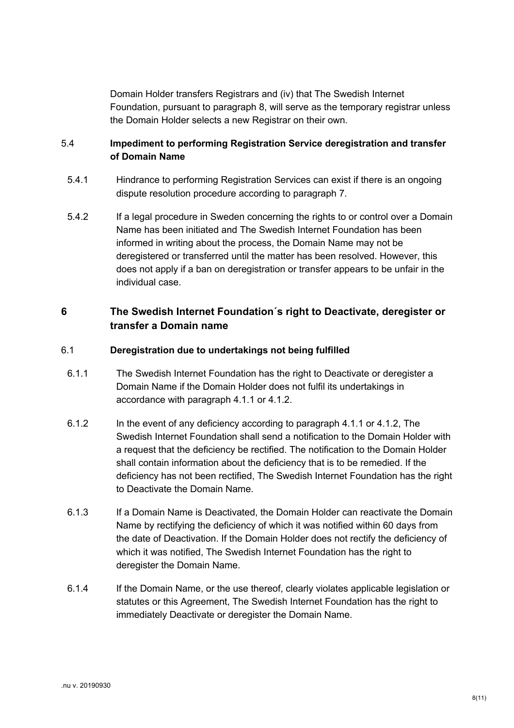Domain Holder transfers Registrars and (iv) that The Swedish Internet Foundation, pursuant to paragraph 8, will serve as the temporary registrar unless the Domain Holder selects a new Registrar on their own.

### 5.4 Impediment to performing Registration Service deregistration and transfer of Domain Name

5.4.1 Hindrance to performing Registration Services can exist if there is an ongoing dispute resolution procedure according to paragraph 7.

5.4.2 If a legal procedure in Sweden concerning the rights to or control over a Domain Name has been initiated and The Swedish Internet Foundation has been informed in writing about the process, the Domain Name may not be deregistered or transferred until the matter has been resolved. However, this does not apply if a ban on deregistration or transfer appears to be unfair in the individual case.

## 6 The Swedish Internet Foundation´s right to Deactivate, deregister or transfer a Domain name

### 6.1 Deregistration due to undertakings not being fulfilled

6.1.1 The Swedish Internet Foundation has the right to Deactivate or deregister a Domain Name if the Domain Holder does not fulfil its undertakings in accordance with paragraph 4.1.1 or 4.1.2.

6.1.2 In the event of any deficiency according to paragraph 4.1.1 or 4.1.2, The Swedish Internet Foundation shall send a notification to the Domain Holder with a request that the deficiency be rectified. The notification to the Domain Holder shall contain information about the deficiency that is to be remedied. If the deficiency has not been rectified, The Swedish Internet Foundation has the right to Deactivate the Domain Name.

6.1.3 If a Domain Name is Deactivated, the Domain Holder can reactivate the Domain Name by rectifying the deficiency of which it was notified within 60 days from the date of Deactivation. If the Domain Holder does not rectify the deficiency of which it was notified, The Swedish Internet Foundation has the right to deregister the Domain Name.

6.1.4 If the Domain Name, or the use thereof, clearly violates applicable legislation or statutes or this Agreement, The Swedish Internet Foundation has the right to immediately Deactivate or deregister the Domain Name.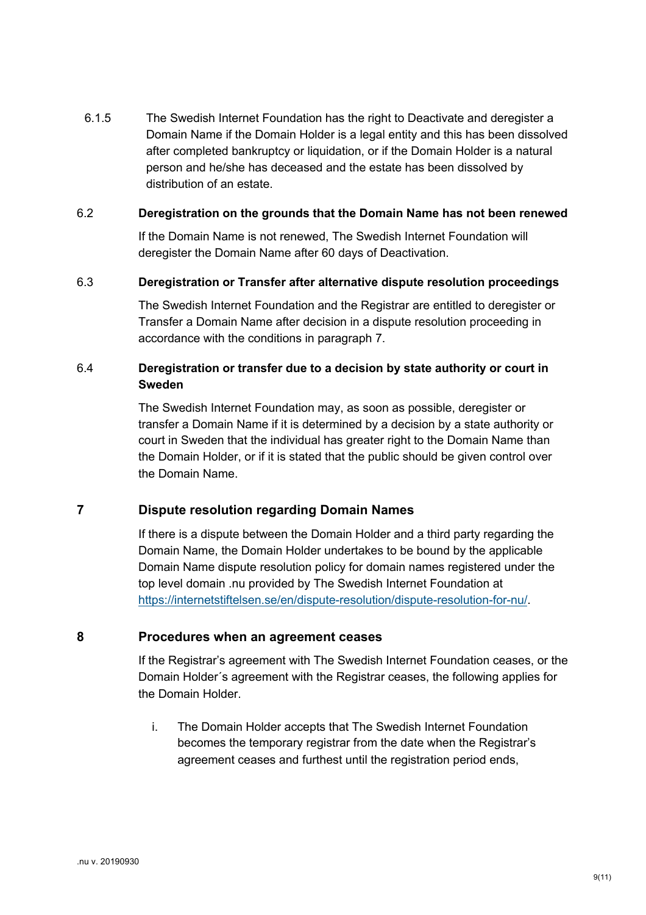6.1.5 The Swedish Internet Foundation has the right to Deactivate and deregister a Domain Name if the Domain Holder is a legal entity and this has been dissolved after completed bankruptcy or liquidation, or if the Domain Holder is a natural person and he/she has deceased and the estate has been dissolved by distribution of an estate.

### 6.2 Deregistration on the grounds that the Domain Name has not been renewed

If the Domain Name is not renewed, The Swedish Internet Foundation will deregister the Domain Name after 60 days of Deactivation.

### 6.3 Deregistration or Transfer after alternative dispute resolution proceedings

The Swedish Internet Foundation and the Registrar are entitled to deregister or Transfer a Domain Name after decision in a dispute resolution proceeding in accordance with the conditions in paragraph 7.

### 6.4 Deregistration or transfer due to a decision by state authority or court in Sweden

The Swedish Internet Foundation may, as soon as possible, deregister or transfer a Domain Name if it is determined by a decision by a state authority or court in Sweden that the individual has greater right to the Domain Name than the Domain Holder, or if it is stated that the public should be given control over the Domain Name.

## 7 Dispute resolution regarding Domain Names

If there is a dispute between the Domain Holder and a third party regarding the Domain Name, the Domain Holder undertakes to be bound by the applicable Domain Name dispute resolution policy for domain names registered under the top level domain .nu provided by The Swedish Internet Foundation at https://internetstiftelsen.se/en/dispute-resolution/dispute-resolution-for-nu/.

## 8 Procedures when an agreement ceases

If the Registrar's agreement with The Swedish Internet Foundation ceases, or the Domain Holder´s agreement with the Registrar ceases, the following applies for the Domain Holder.

i. The Domain Holder accepts that The Swedish Internet Foundation becomes the temporary registrar from the date when the Registrar's agreement ceases and furthest until the registration period ends,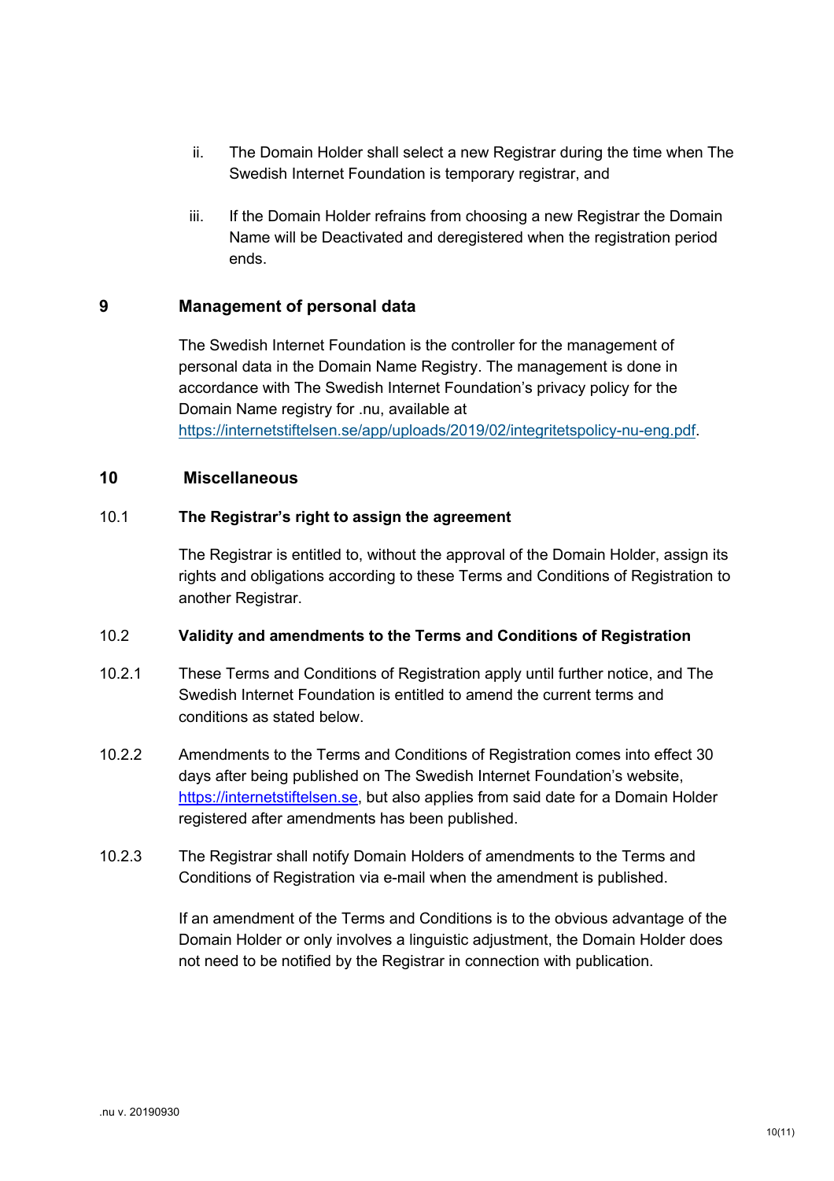ii. The Domain Holder shall select a new Registrar during the time when The Swedish Internet Foundation is temporary registrar, and

iii. If the Domain Holder refrains from choosing a new Registrar the Domain Name will be Deactivated and deregistered when the registration period ends.

## 9 Management of personal data

The Swedish Internet Foundation is the controller for the management of personal data in the Domain Name Registry. The management is done in accordance with The Swedish Internet Foundation's privacy policy for the Domain Name registry for .nu, available at https://internetstiftelsen.se/app/uploads/2019/02/integritetspolicy-nu-eng.pdf.

## 10 Miscellaneous

### 10.1 The Registrar's right to assign the agreement

The Registrar is entitled to, without the approval of the Domain Holder, assign its rights and obligations according to these Terms and Conditions of Registration to another Registrar.

### 10.2 Validity and amendments to the Terms and Conditions of Registration

10.2.1 These Terms and Conditions of Registration apply until further notice, and The Swedish Internet Foundation is entitled to amend the current terms and conditions as stated below.

10.2.2 Amendments to the Terms and Conditions of Registration comes into effect 30 days after being published on The Swedish Internet Foundation's website, https://internetstiftelsen.se, but also applies from said date for a Domain Holder registered after amendments has been published.

10.2.3 The Registrar shall notify Domain Holders of amendments to the Terms and Conditions of Registration via e-mail when the amendment is published.

If an amendment of the Terms and Conditions is to the obvious advantage of the Domain Holder or only involves a linguistic adjustment, the Domain Holder does not need to be notified by the Registrar in connection with publication.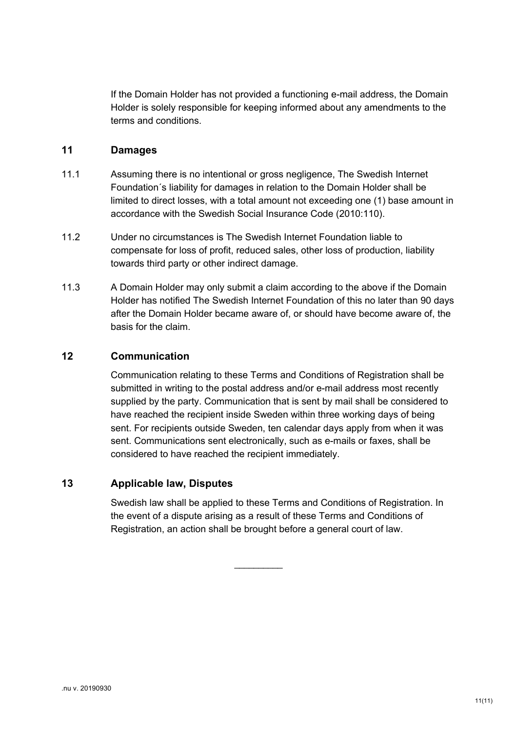If the Domain Holder has not provided a functioning e-mail address, the Domain Holder is solely responsible for keeping informed about any amendments to the terms and conditions.

## 11 Damages

11.1 Assuming there is no intentional or gross negligence, The Swedish Internet Foundation´s liability for damages in relation to the Domain Holder shall be limited to direct losses, with a total amount not exceeding one (1) base amount in accordance with the Swedish Social Insurance Code (2010:110).

11.2 Under no circumstances is The Swedish Internet Foundation liable to compensate for loss of profit, reduced sales, other loss of production, liability towards third party or other indirect damage.

11.3 A Domain Holder may only submit a claim according to the above if the Domain Holder has notified The Swedish Internet Foundation of this no later than 90 days after the Domain Holder became aware of, or should have become aware of, the basis for the claim.

## 12 Communication

Communication relating to these Terms and Conditions of Registration shall be submitted in writing to the postal address and/or e-mail address most recently supplied by the party. Communication that is sent by mail shall be considered to have reached the recipient inside Sweden within three working days of being sent. For recipients outside Sweden, ten calendar days apply from when it was sent. Communications sent electronically, such as e-mails or faxes, shall be considered to have reached the recipient immediately.

## 13 Applicable law, Disputes

Swedish law shall be applied to these Terms and Conditions of Registration. In the event of a dispute arising as a result of these Terms and Conditions of Registration, an action shall be brought before a general court of law.

\_\_\_\_\_\_\_\_\_\_